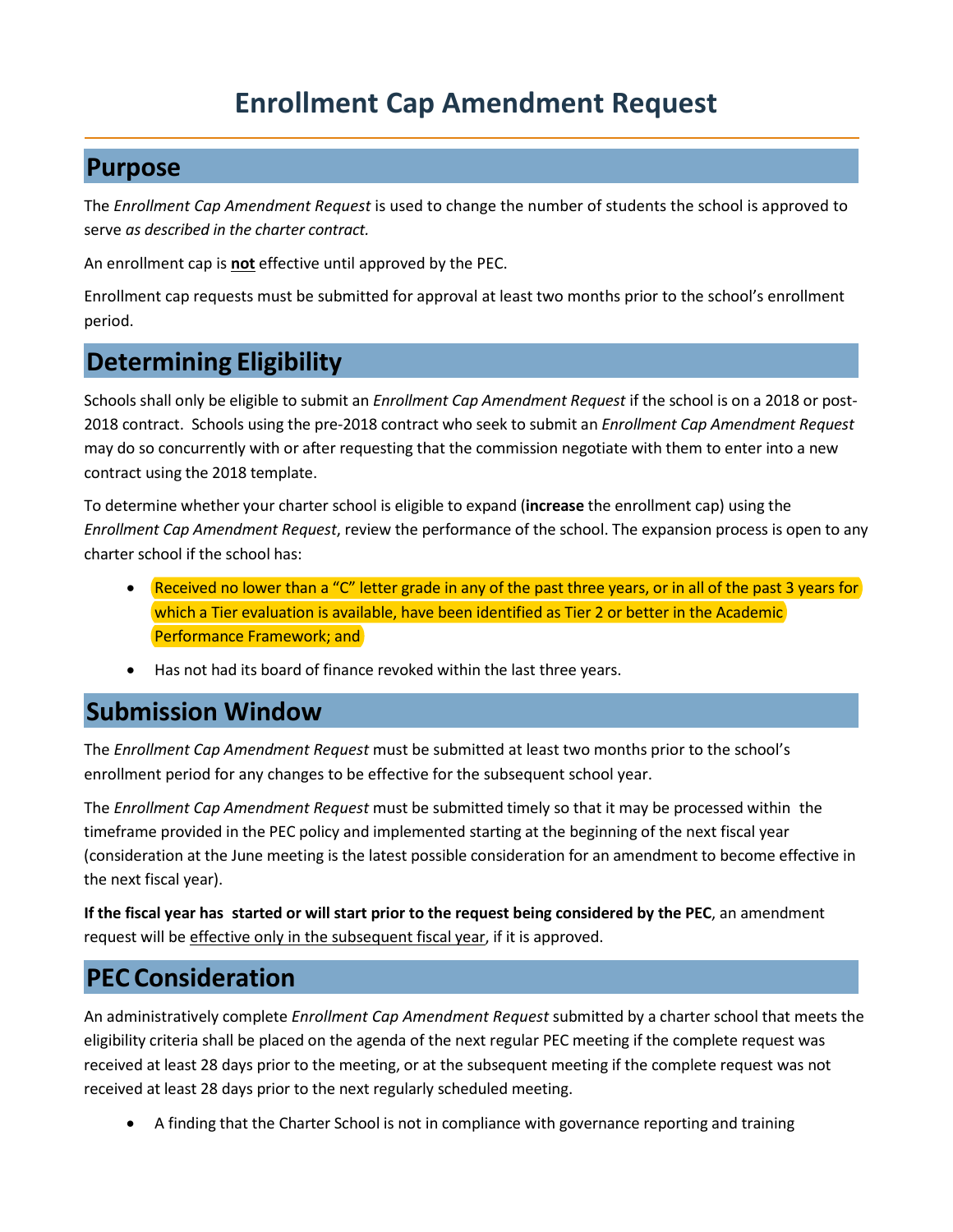# Enrollment Cap Amendment Request

## Purpose

The *Enrollment Cap Amendment Request* is used to change the number of students the school is approved to serve *as described in the charter contract.*

An enrollment cap is **not** effective until approved by the PEC.

Enrollment cap requests must be submitted for approval at least two months prior to the school's enrollment period.

## Determining Eligibility

Schools shall only be eligible to submit an *Enrollment Cap Amendment Request* if the school is on a 2018 or post-2018 contract. Schools using the pre-2018 contract who seek to submit an *Enrollment Cap Amendment Request* may do so concurrently with or after requesting that the commission negotiate with them to enter into a new contract using the 2018 template.

To determine whether your charter school is eligible to expand (**increase** the enrollment cap) using the *Enrollment Cap Amendment Request*, review the performance of the school. The expansion process is open to any charter school if the school has:

- Received no lower than a "C" letter grade in any of the past three years, or in all of the past 3 years for which a Tier evaluation is available, have been identified as Tier 2 or better in the Academic Performance Framework; and
- Has not had its board of finance revoked within the last three years.

## Submission Window

The *Enrollment Cap Amendment Request* must be submitted at least two months prior to the school's enrollment period for any changes to be effective for the subsequent school year.

The *Enrollment Cap Amendment Request* must be submitted timely so that it may be processed within the timeframe provided in the PEC policy and implemented starting at the beginning of the next fiscal year (consideration at the June meeting is the latest possible consideration for an amendment to become effective in the next fiscal year).

**If the fiscal year has started or will start prior to the request being considered by the PEC**, an amendment request will be effective only in the subsequent fiscal year, if it is approved.

## PEC Consideration

An administratively complete *Enrollment Cap Amendment Request* submitted by a charter school that meets the eligibility criteria shall be placed on the agenda of the next regular PEC meeting if the complete request was received at least 28 days prior to the meeting, or at the subsequent meeting if the complete request was not received at least 28 days prior to the next regularly scheduled meeting.

- A finding that the Charter School is not in compliance with governance reporting and training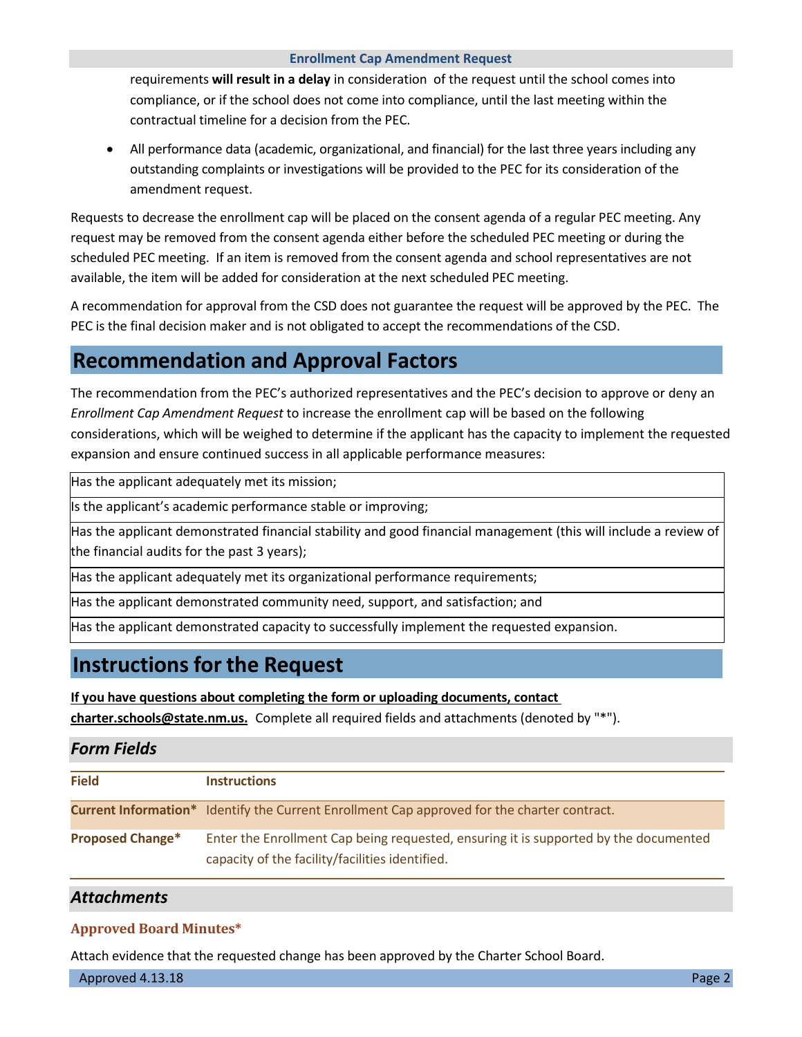requirements **will result in a delay** in consideration of the request until the school comes into compliance, or if the school does not come into compliance, until the last meeting within the contractual timeline for a decision from the PEC.

- All performance data (academic, organizational, and financial) for the last three years including any outstanding complaints or investigations will be provided to the PEC for its consideration of the amendment request.

Requests to decrease the enrollment cap will be placed on the consent agenda of a regular PEC meeting. Any request may be removed from the consent agenda either before the scheduled PEC meeting or during the scheduled PEC meeting. If an item is removed from the consent agenda and school representatives are not available, the item will be added for consideration at the next scheduled PEC meeting.

A recommendation for approval from the CSD does not guarantee the request will be approved by the PEC. The PEC is the final decision maker and is not obligated to accept the recommendations of the CSD.

# Recommendation and Approval Factors

The recommendation from the PEC's authorized representatives and the PEC's decision to approve or deny an *Enrollment Cap Amendment Request* to increase the enrollment cap will be based on the following considerations, which will be weighed to determine if the applicant has the capacity to implement the requested expansion and ensure continued success in all applicable performance measures:

| |
|---|
| Has the applicant adequately met its mission; |
| Is the applicant's academic performance stable or improving; |
| Has the applicant demonstrated financial stability and good financial management (this will include a review of the financial audits for the past 3 years); |
| Has the applicant adequately met its organizational performance requirements; |
| Has the applicant demonstrated community need, support, and satisfaction; and |
| Has the applicant demonstrated capacity to successfully implement the requested expansion. |

# Instructions for the Request

**If you have questions about completing the form or uploading documents, contact charter.schools@state.nm.us.** Complete all required fields and attachments (denoted by "*").

## *Form Fields*

| Field | Instructions |
|---|---|
| **Current Information*** | Identify the Current Enrollment Cap approved for the charter contract. |
| **Proposed Change*** | Enter the Enrollment Cap being requested, ensuring it is supported by the documented capacity of the facility/facilities identified. |

## *Attachments*

### Approved Board Minutes*

Attach evidence that the requested change has been approved by the Charter School Board.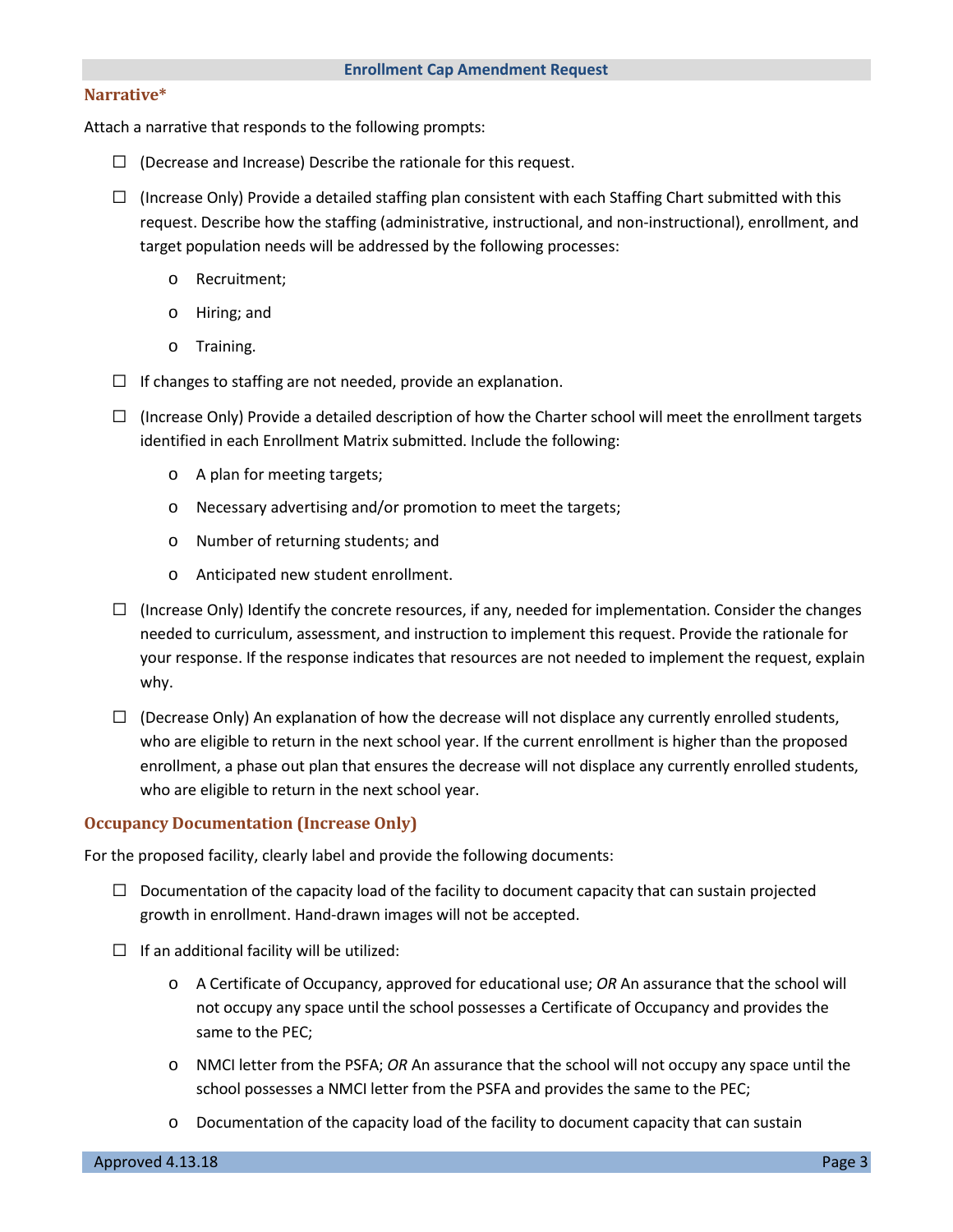## Enrollment Cap Amendment Request

### Narrative*

Attach a narrative that responds to the following prompts:

- ☐ (Decrease and Increase) Describe the rationale for this request.
- ☐ (Increase Only) Provide a detailed staffing plan consistent with each Staffing Chart submitted with this request. Describe how the staffing (administrative, instructional, and non-instructional), enrollment, and target population needs will be addressed by the following processes:
  - Recruitment;
  - Hiring; and
  - Training.
- ☐ If changes to staffing are not needed, provide an explanation.
- ☐ (Increase Only) Provide a detailed description of how the Charter school will meet the enrollment targets identified in each Enrollment Matrix submitted. Include the following:
  - A plan for meeting targets;
  - Necessary advertising and/or promotion to meet the targets;
  - Number of returning students; and
  - Anticipated new student enrollment.
- ☐ (Increase Only) Identify the concrete resources, if any, needed for implementation. Consider the changes needed to curriculum, assessment, and instruction to implement this request. Provide the rationale for your response. If the response indicates that resources are not needed to implement the request, explain why.
- ☐ (Decrease Only) An explanation of how the decrease will not displace any currently enrolled students, who are eligible to return in the next school year. If the current enrollment is higher than the proposed enrollment, a phase out plan that ensures the decrease will not displace any currently enrolled students, who are eligible to return in the next school year.

### Occupancy Documentation (Increase Only)

For the proposed facility, clearly label and provide the following documents:

- ☐ Documentation of the capacity load of the facility to document capacity that can sustain projected growth in enrollment. Hand-drawn images will not be accepted.
- ☐ If an additional facility will be utilized:
  - A Certificate of Occupancy, approved for educational use; *OR* An assurance that the school will not occupy any space until the school possesses a Certificate of Occupancy and provides the same to the PEC;
  - NMCI letter from the PSFA; *OR* An assurance that the school will not occupy any space until the school possesses a NMCI letter from the PSFA and provides the same to the PEC;
  - Documentation of the capacity load of the facility to document capacity that can sustain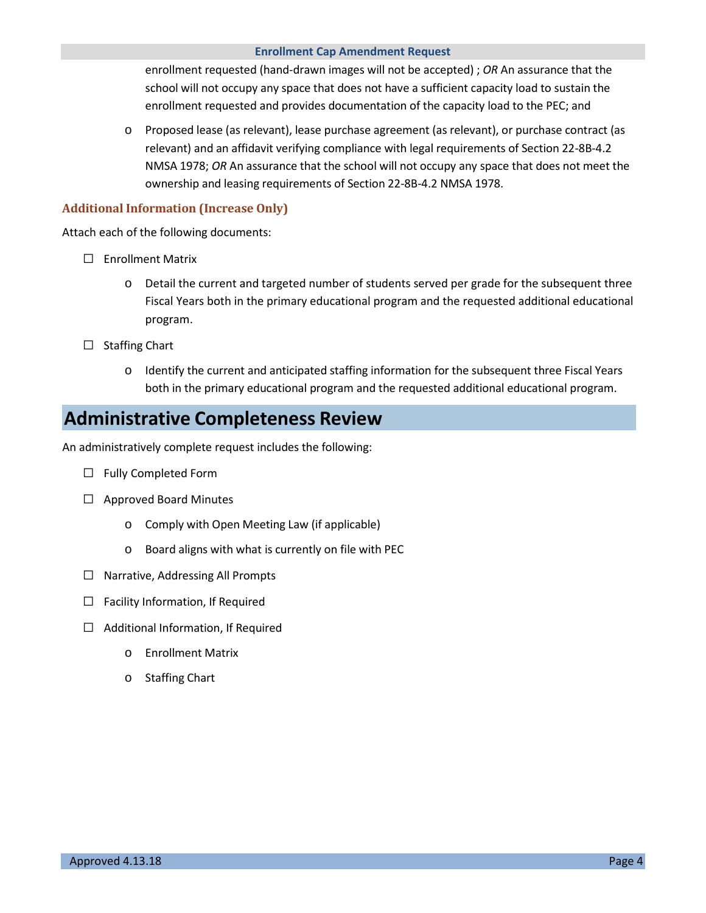enrollment requested (hand-drawn images will not be accepted) ; *OR* An assurance that the school will not occupy any space that does not have a sufficient capacity load to sustain the enrollment requested and provides documentation of the capacity load to the PEC; and

- Proposed lease (as relevant), lease purchase agreement (as relevant), or purchase contract (as relevant) and an affidavit verifying compliance with legal requirements of Section 22-8B-4.2 NMSA 1978; *OR* An assurance that the school will not occupy any space that does not meet the ownership and leasing requirements of Section 22-8B-4.2 NMSA 1978.

### Additional Information (Increase Only)

Attach each of the following documents:

- ☐ Enrollment Matrix
  - Detail the current and targeted number of students served per grade for the subsequent three Fiscal Years both in the primary educational program and the requested additional educational program.
- ☐ Staffing Chart
  - Identify the current and anticipated staffing information for the subsequent three Fiscal Years both in the primary educational program and the requested additional educational program.

## Administrative Completeness Review

An administratively complete request includes the following:

- ☐ Fully Completed Form
- ☐ Approved Board Minutes
  - Comply with Open Meeting Law (if applicable)
  - Board aligns with what is currently on file with PEC
- ☐ Narrative, Addressing All Prompts
- ☐ Facility Information, If Required
- ☐ Additional Information, If Required
  - Enrollment Matrix
  - Staffing Chart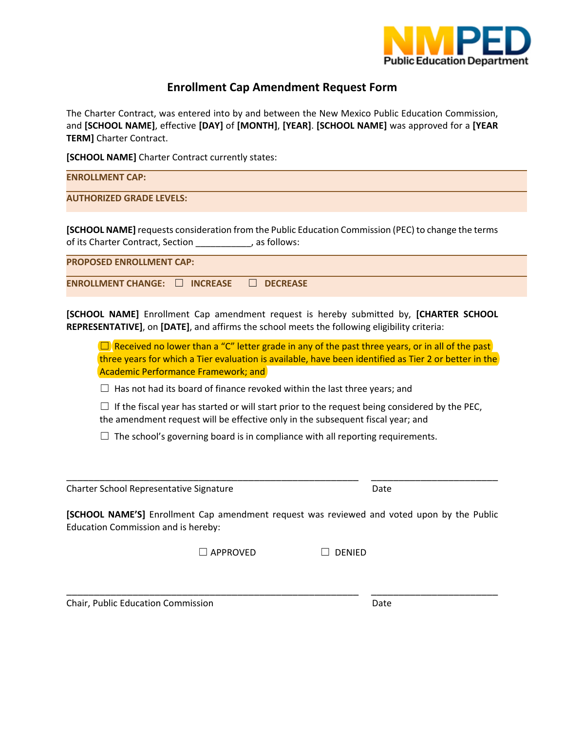# Enrollment Cap Amendment Request Form

The Charter Contract, was entered into by and between the New Mexico Public Education Commission, and **[SCHOOL NAME]**, effective **[DAY]** of **[MONTH]**, **[YEAR]**. **[SCHOOL NAME]** was approved for a **[YEAR TERM]** Charter Contract.

**[SCHOOL NAME]** Charter Contract currently states:

| | |
|---|---|
| **ENROLLMENT CAP:** | |
| **AUTHORIZED GRADE LEVELS:** | |

**[SCHOOL NAME]** requests consideration from the Public Education Commission (PEC) to change the terms of its Charter Contract, Section ___________, as follows:

| | |
|---|---|
| **PROPOSED ENROLLMENT CAP:** | |
| **ENROLLMENT CHANGE:** ☐ **INCREASE** ☐ **DECREASE** | |

**[SCHOOL NAME]** Enrollment Cap amendment request is hereby submitted by, **[CHARTER SCHOOL REPRESENTATIVE]**, on **[DATE]**, and affirms the school meets the following eligibility criteria:

☐ Received no lower than a “C” letter grade in any of the past three years, or in all of the past three years for which a Tier evaluation is available, have been identified as Tier 2 or better in the Academic Performance Framework; and

☐ Has not had its board of finance revoked within the last three years; and

☐ If the fiscal year has started or will start prior to the request being considered by the PEC, the amendment request will be effective only in the subsequent fiscal year; and

☐ The school’s governing board is in compliance with all reporting requirements.

_____________________________________________ ____________________

Charter School Representative Signature Date

**[SCHOOL NAME’S]** Enrollment Cap amendment request was reviewed and voted upon by the Public Education Commission and is hereby:

☐ APPROVED ☐ DENIED

_____________________________________________ ____________________

Chair, Public Education Commission Date